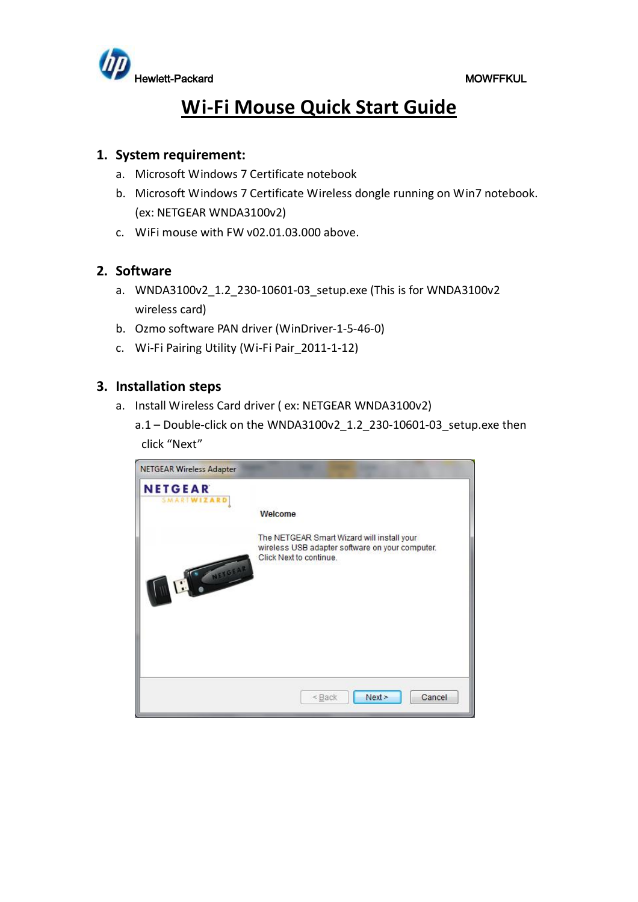Hewlett-Packard MOWFFKUL

# Wi-Fi Mouse Quick Start Guide

## 1. System requirement:

a. Microsoft Windows 7 Certificate notebook

b. Microsoft Windows 7 Certificate Wireless dongle running on Win7 notebook. (ex: NETGEAR WNDA3100v2)

c. WiFi mouse with FW v02.01.03.000 above.

## 2. Software

a. WNDA3100v2_1.2_230-10601-03_setup.exe (This is for WNDA3100v2 wireless card)

b. Ozmo software PAN driver (WinDriver-1-5-46-0)

c. Wi-Fi Pairing Utility (Wi-Fi Pair_2011-1-12)

## 3. Installation steps

a. Install Wireless Card driver ( ex: NETGEAR WNDA3100v2)

a.1 – Double-click on the WNDA3100v2_1.2_230-10601-03_setup.exe then click “Next”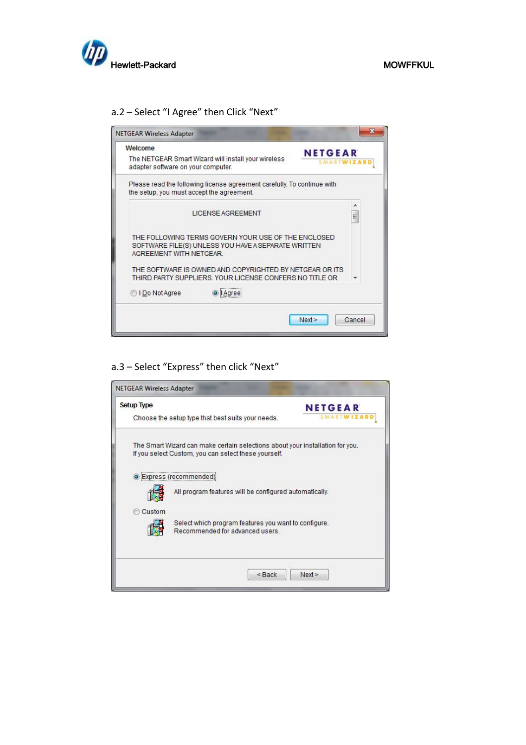a.2 – Select "I Agree" then Click "Next"

NETGEAR Wireless Adapter

**Welcome**

The NETGEAR Smart Wizard will install your wireless adapter software on your computer.

NETGEAR SMARTWIZARD

Please read the following license agreement carefully. To continue with the setup, you must accept the agreement.

LICENSE AGREEMENT

THE FOLLOWING TERMS GOVERN YOUR USE OF THE ENCLOSED SOFTWARE FILE(S) UNLESS YOU HAVE A SEPARATE WRITTEN AGREEMENT WITH NETGEAR.

THE SOFTWARE IS OWNED AND COPYRIGHTED BY NETGEAR OR ITS THIRD PARTY SUPPLIERS. YOUR LICENSE CONFERS NO TITLE OR

I Do Not Agree

I Agree

Next >

Cancel

a.3 – Select "Express" then click "Next"

NETGEAR Wireless Adapter

**Setup Type**

Choose the setup type that best suits your needs.

NETGEAR SMARTWIZARD

The Smart Wizard can make certain selections about your installation for you. If you select Custom, you can select these yourself.

Express (recommended)

All program features will be configured automatically.

Custom

Select which program features you want to configure. Recommended for advanced users.

< Back

Next >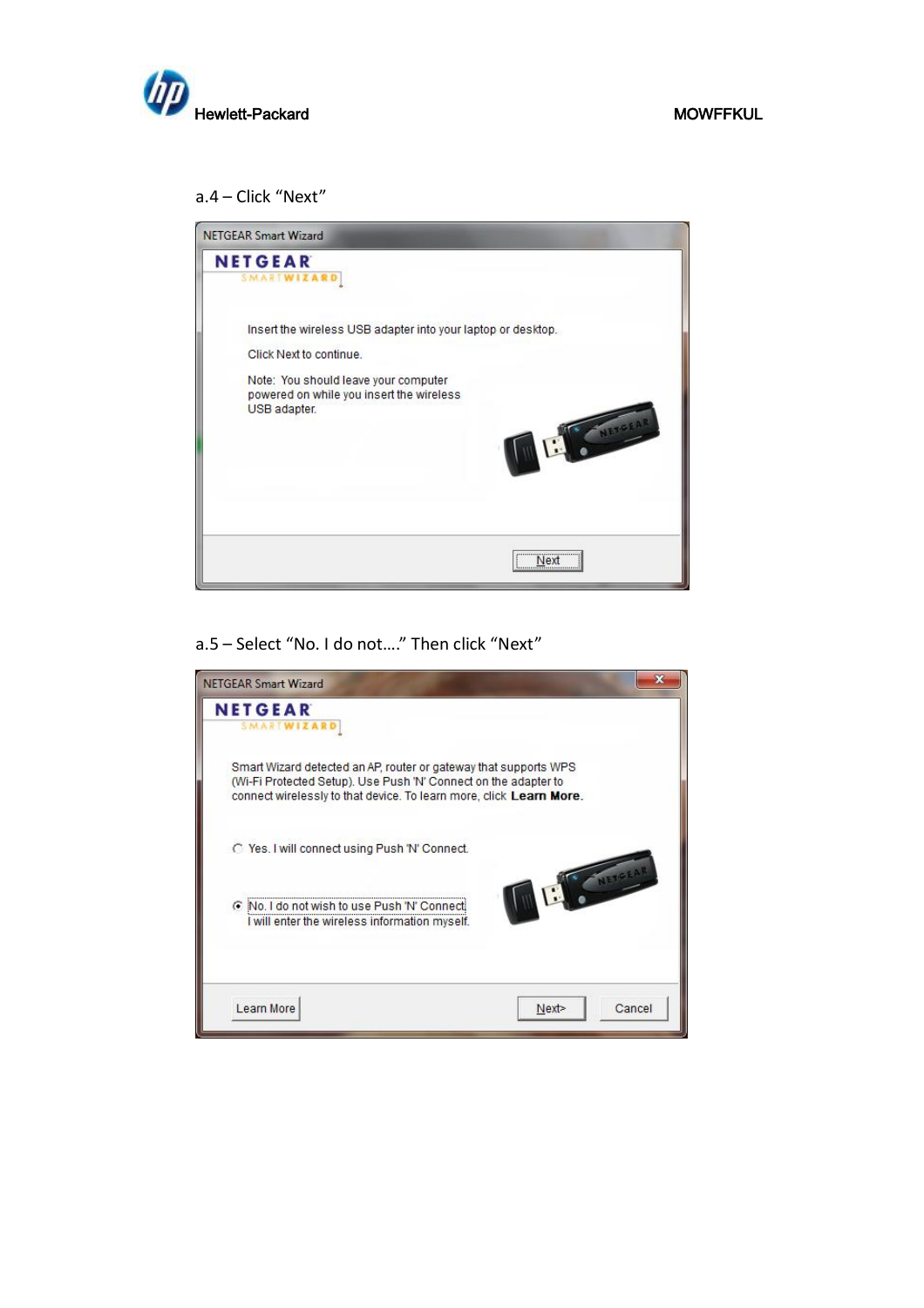a.4 – Click “Next”

NETGEAR Smart Wizard

NETGEAR SMARTWIZARD

Insert the wireless USB adapter into your laptop or desktop.

Click Next to continue.

Note: You should leave your computer powered on while you insert the wireless USB adapter.

Next

a.5 – Select “No. I do not….” Then click “Next”

NETGEAR Smart Wizard

NETGEAR SMARTWIZARD

Smart Wizard detected an AP, router or gateway that supports WPS (Wi-Fi Protected Setup). Use Push 'N' Connect on the adapter to connect wirelessly to that device. To learn more, click **Learn More**.

○ Yes. I will connect using Push 'N' Connect.

◉ No. I do not wish to use Push 'N' Connect. I will enter the wireless information myself.

Learn More | Next> | Cancel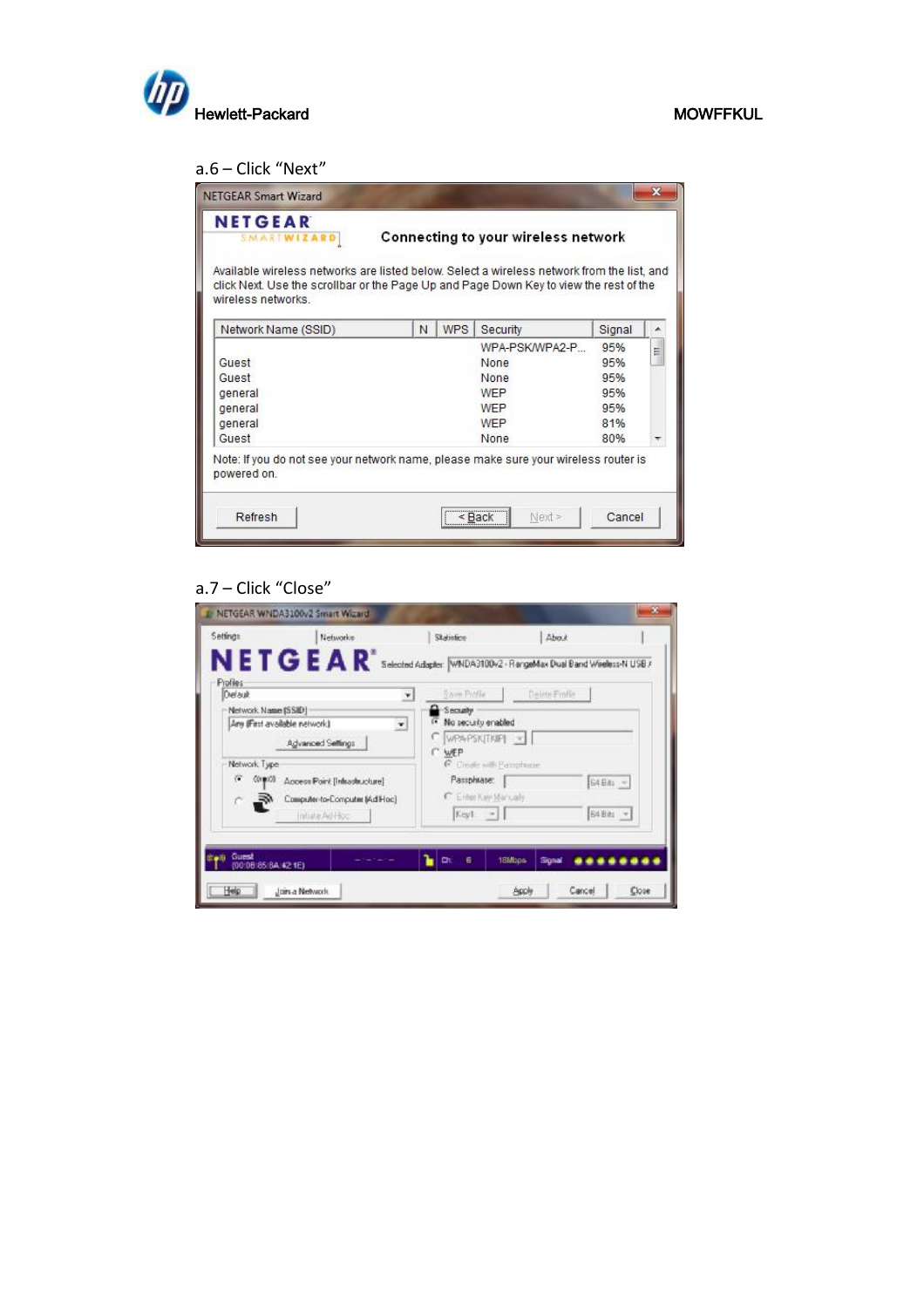a.6 – Click “Next”

a.7 – Click “Close”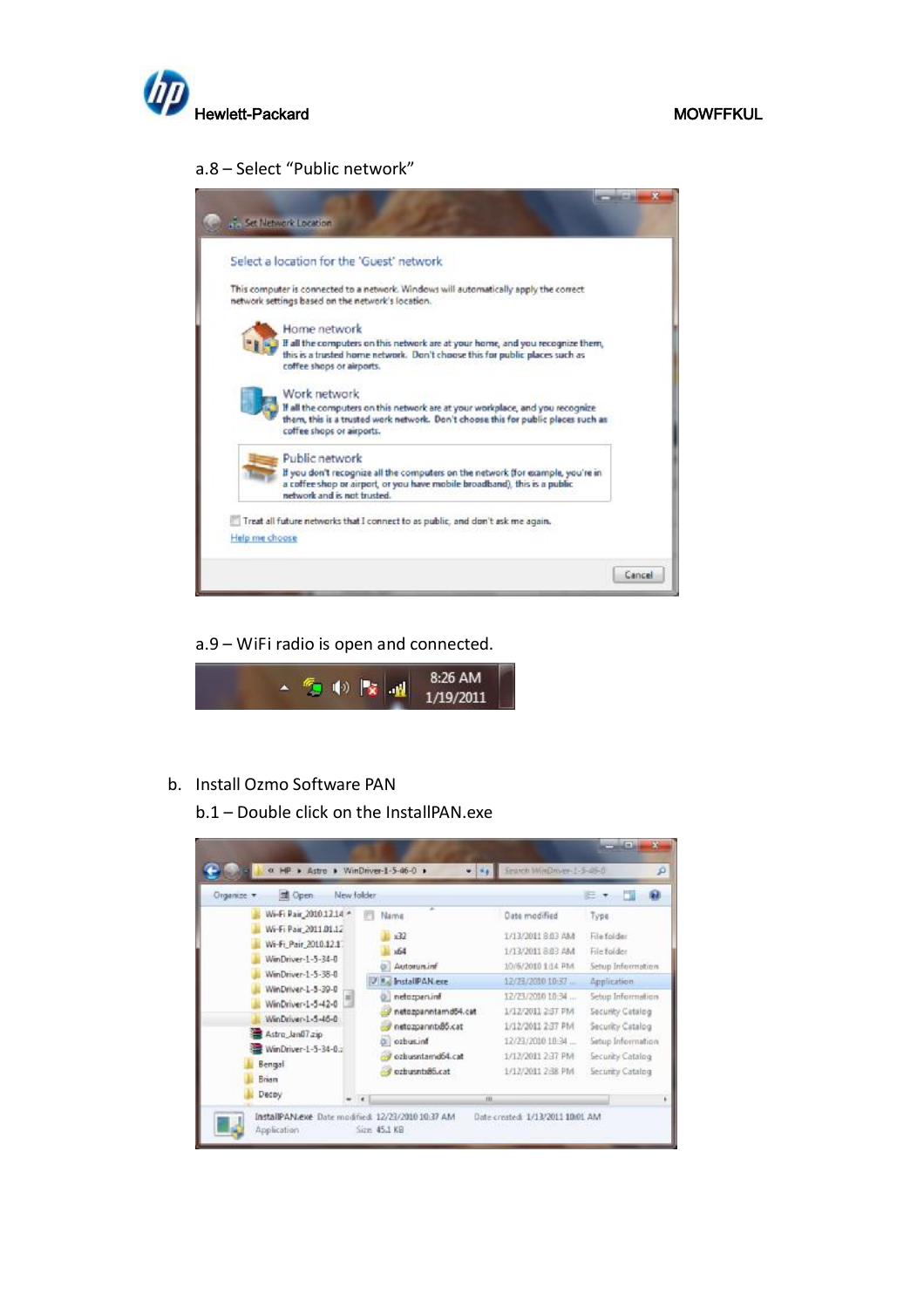a.8 – Select “Public network”

a.9 – WiFi radio is open and connected.

b. Install Ozmo Software PAN

b.1 – Double click on the InstallPAN.exe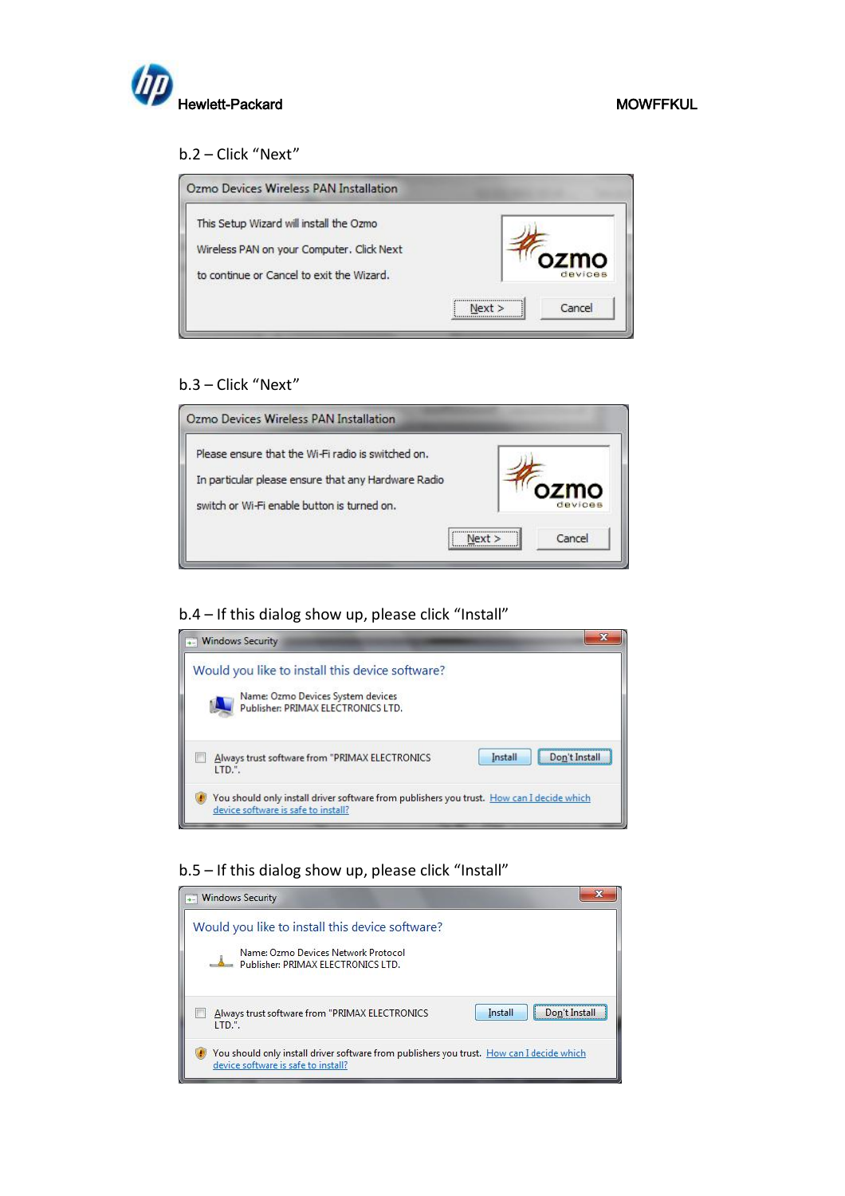b.2 – Click “Next”

Ozmo Devices Wireless PAN Installation

This Setup Wizard will install the Ozmo Wireless PAN on your Computer. Click Next to continue or Cancel to exit the Wizard.

Next > | Cancel

b.3 – Click “Next”

Ozmo Devices Wireless PAN Installation

Please ensure that the Wi-Fi radio is switched on.

In particular please ensure that any Hardware Radio switch or Wi-Fi enable button is turned on.

Next > | Cancel

b.4 – If this dialog show up, please click “Install”

Windows Security

Would you like to install this device software?

Name: Ozmo Devices System devices
Publisher: PRIMAX ELECTRONICS LTD.

Always trust software from "PRIMAX ELECTRONICS LTD.".

Install | Don't Install

You should only install driver software from publishers you trust. How can I decide which device software is safe to install?

b.5 – If this dialog show up, please click “Install”

Windows Security

Would you like to install this device software?

Name: Ozmo Devices Network Protocol
Publisher: PRIMAX ELECTRONICS LTD.

Always trust software from "PRIMAX ELECTRONICS LTD.".

Install | Don't Install

You should only install driver software from publishers you trust. How can I decide which device software is safe to install?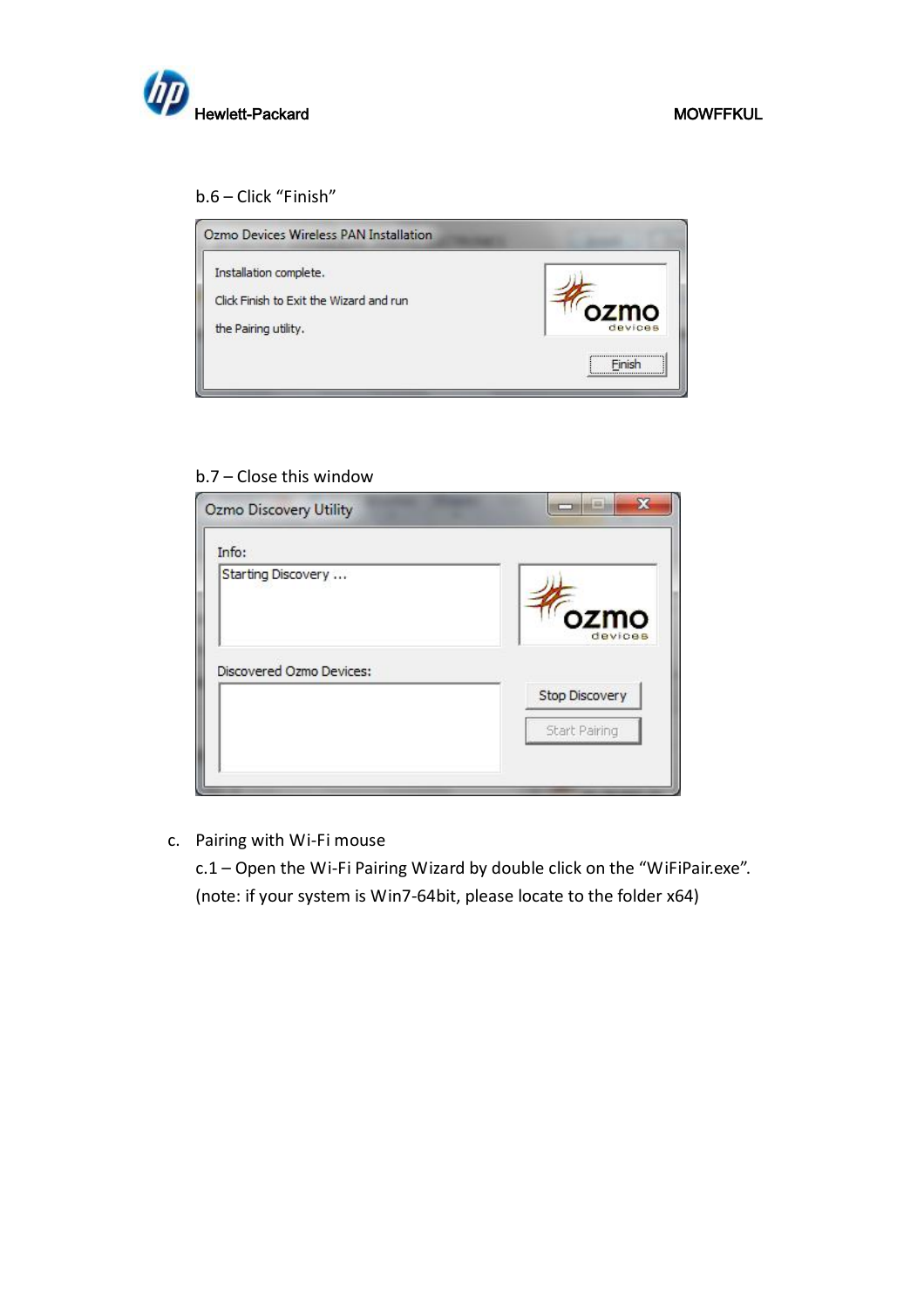b.6 – Click "Finish"

b.7 – Close this window

c. Pairing with Wi-Fi mouse

c.1 – Open the Wi-Fi Pairing Wizard by double click on the "WiFiPair.exe". (note: if your system is Win7-64bit, please locate to the folder x64)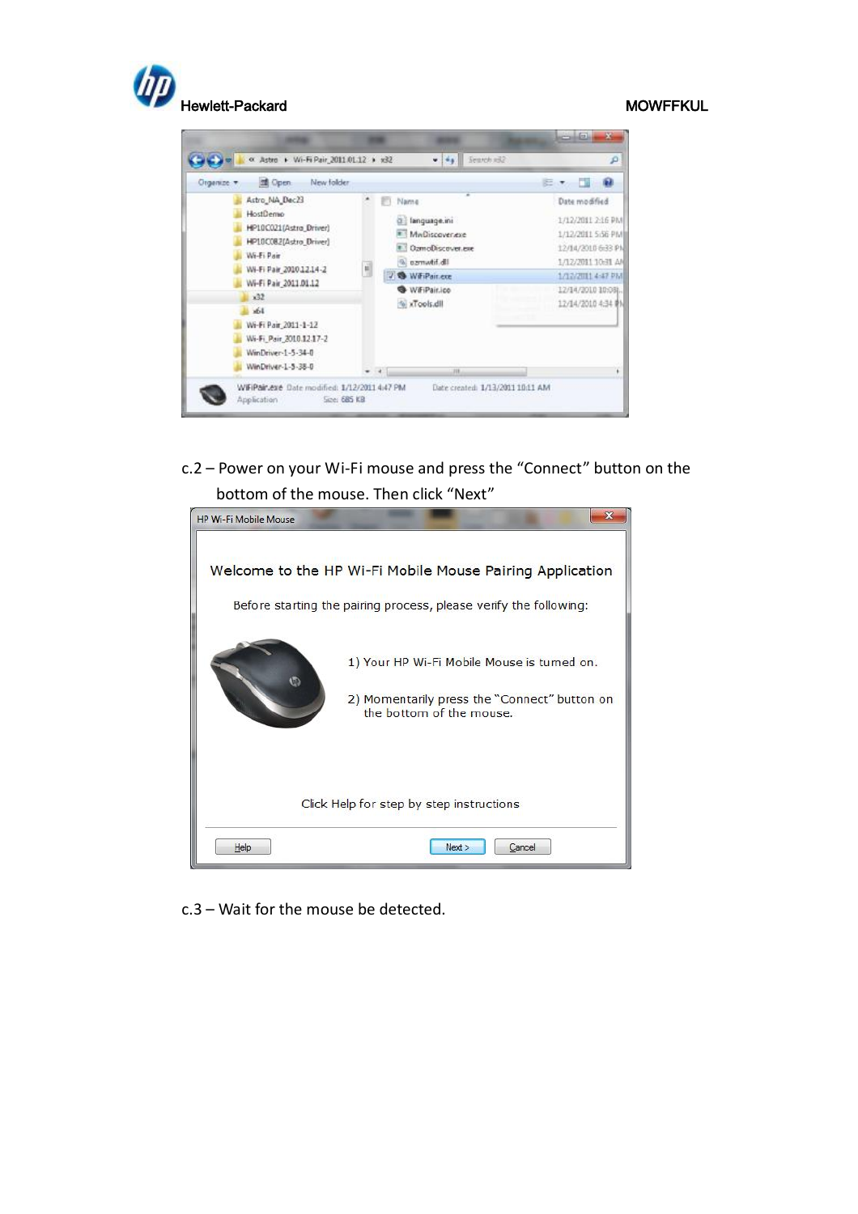c.2 – Power on your Wi-Fi mouse and press the "Connect" button on the bottom of the mouse. Then click "Next"

c.3 – Wait for the mouse be detected.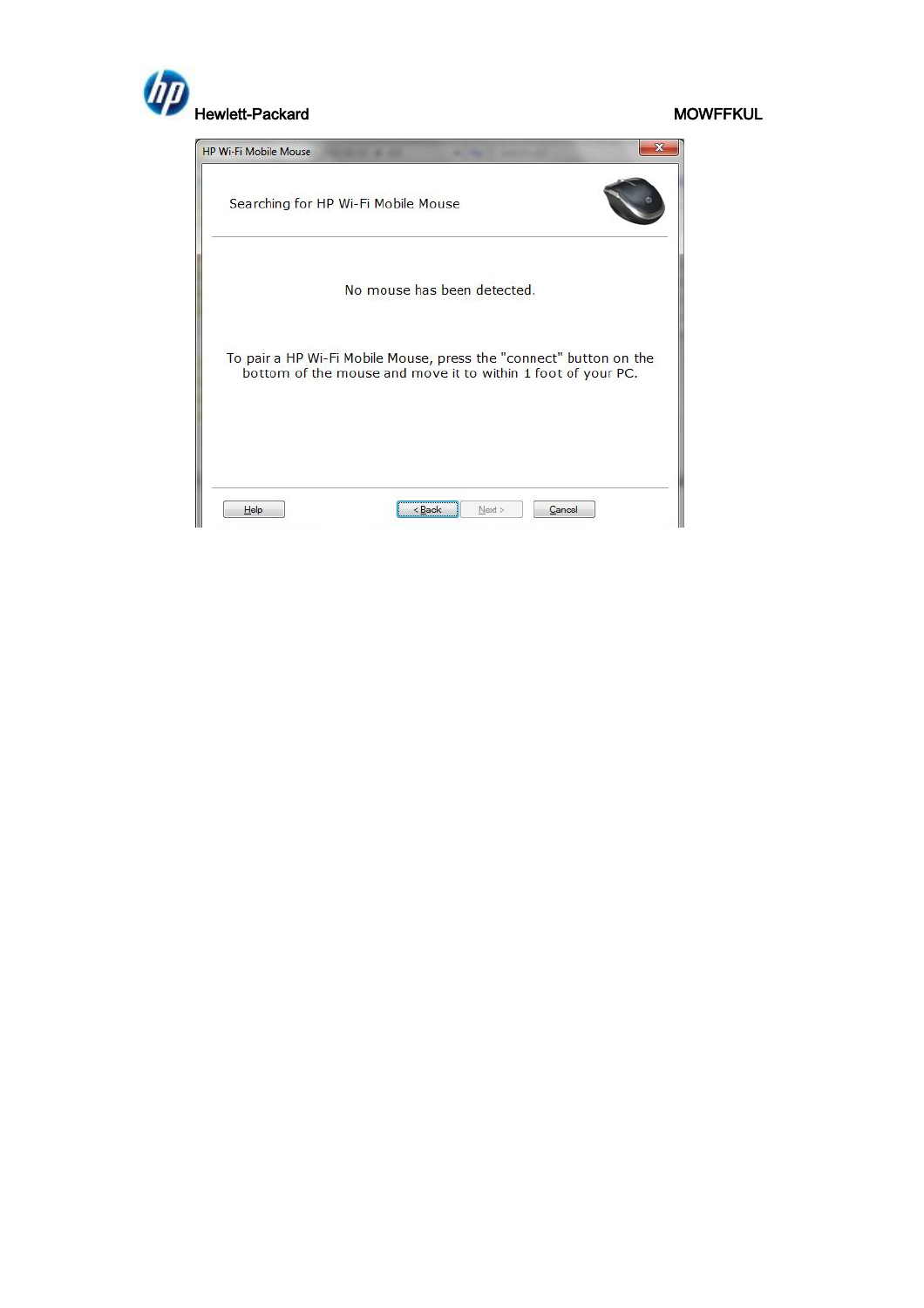HP Wi-Fi Mobile Mouse

Searching for HP Wi-Fi Mobile Mouse

No mouse has been detected.

To pair a HP Wi-Fi Mobile Mouse, press the "connect" button on the bottom of the mouse and move it to within 1 foot of your PC.

Help | < Back | Next > | Cancel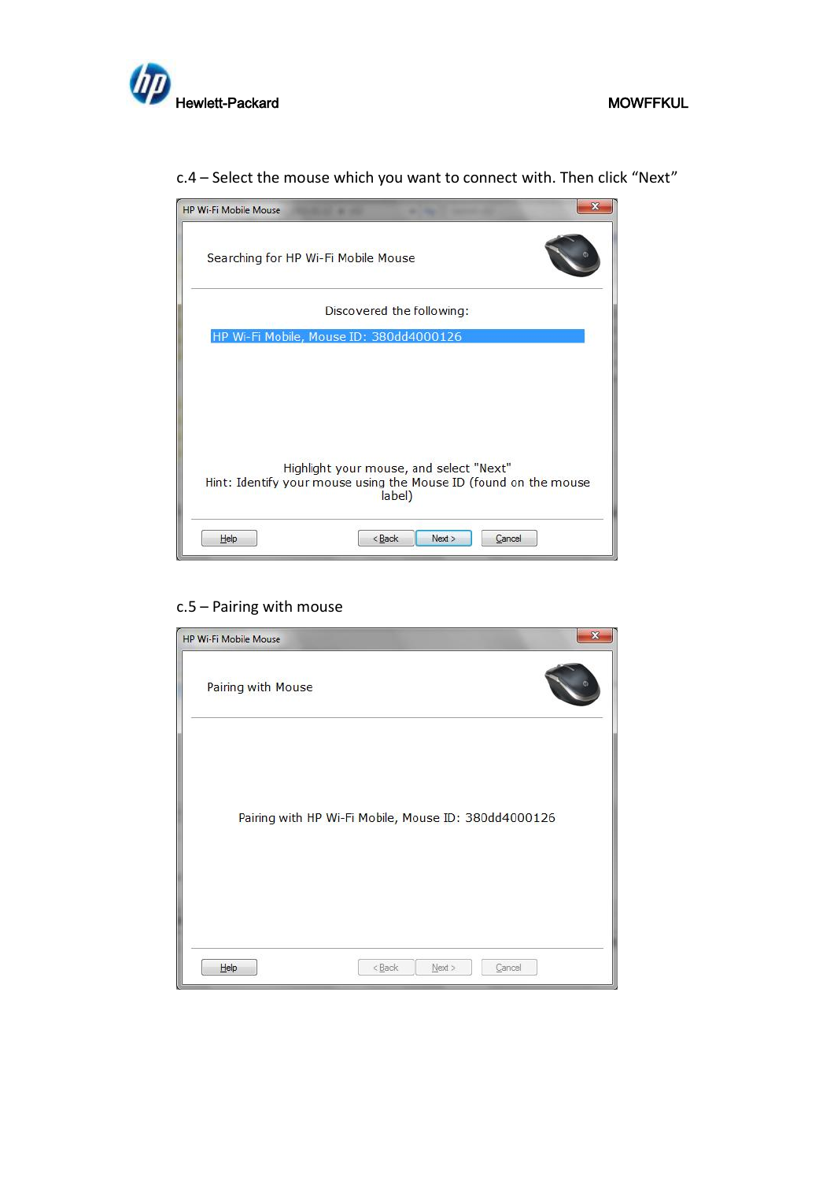c.4 – Select the mouse which you want to connect with. Then click "Next"

HP Wi-Fi Mobile Mouse

Searching for HP Wi-Fi Mobile Mouse

Discovered the following:

HP Wi-Fi Mobile, Mouse ID: 380dd4000126

Highlight your mouse, and select "Next"
Hint: Identify your mouse using the Mouse ID (found on the mouse label)

Help | < Back | Next > | Cancel

c.5 – Pairing with mouse

HP Wi-Fi Mobile Mouse

Pairing with Mouse

Pairing with HP Wi-Fi Mobile, Mouse ID: 380dd4000126

Help | < Back | Next > | Cancel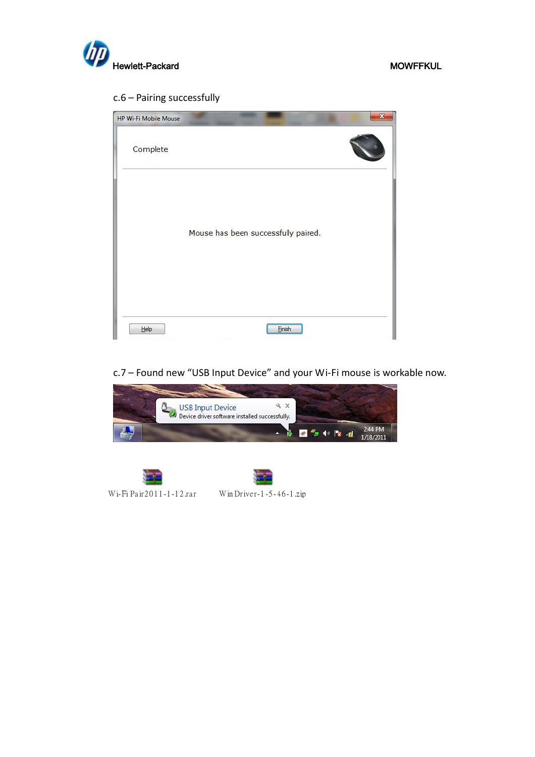c.6 – Pairing successfully

HP Wi-Fi Mobile Mouse

Complete

Mouse has been successfully paired.

Help Finish

c.7 – Found new “USB Input Device” and your Wi-Fi mouse is workable now.

USB Input Device
Device driver software installed successfully.

Wi-Fi Pair2011-1-12.rar

WinDriver-1-5-46-1.zip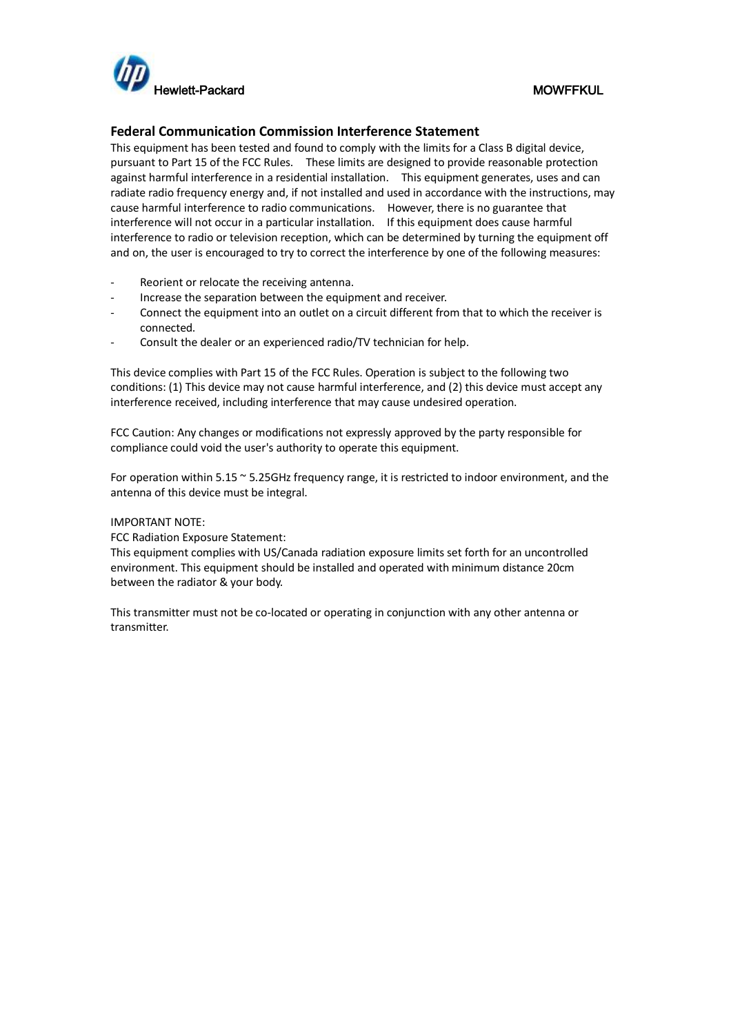## Federal Communication Commission Interference Statement

This equipment has been tested and found to comply with the limits for a Class B digital device, pursuant to Part 15 of the FCC Rules. These limits are designed to provide reasonable protection against harmful interference in a residential installation. This equipment generates, uses and can radiate radio frequency energy and, if not installed and used in accordance with the instructions, may cause harmful interference to radio communications. However, there is no guarantee that interference will not occur in a particular installation. If this equipment does cause harmful interference to radio or television reception, which can be determined by turning the equipment off and on, the user is encouraged to try to correct the interference by one of the following measures:

- Reorient or relocate the receiving antenna.
- Increase the separation between the equipment and receiver.
- Connect the equipment into an outlet on a circuit different from that to which the receiver is connected.
- Consult the dealer or an experienced radio/TV technician for help.

This device complies with Part 15 of the FCC Rules. Operation is subject to the following two conditions: (1) This device may not cause harmful interference, and (2) this device must accept any interference received, including interference that may cause undesired operation.

FCC Caution: Any changes or modifications not expressly approved by the party responsible for compliance could void the user's authority to operate this equipment.

For operation within 5.15 ~ 5.25GHz frequency range, it is restricted to indoor environment, and the antenna of this device must be integral.

IMPORTANT NOTE:

FCC Radiation Exposure Statement:

This equipment complies with US/Canada radiation exposure limits set forth for an uncontrolled environment. This equipment should be installed and operated with minimum distance 20cm between the radiator & your body.

This transmitter must not be co-located or operating in conjunction with any other antenna or transmitter.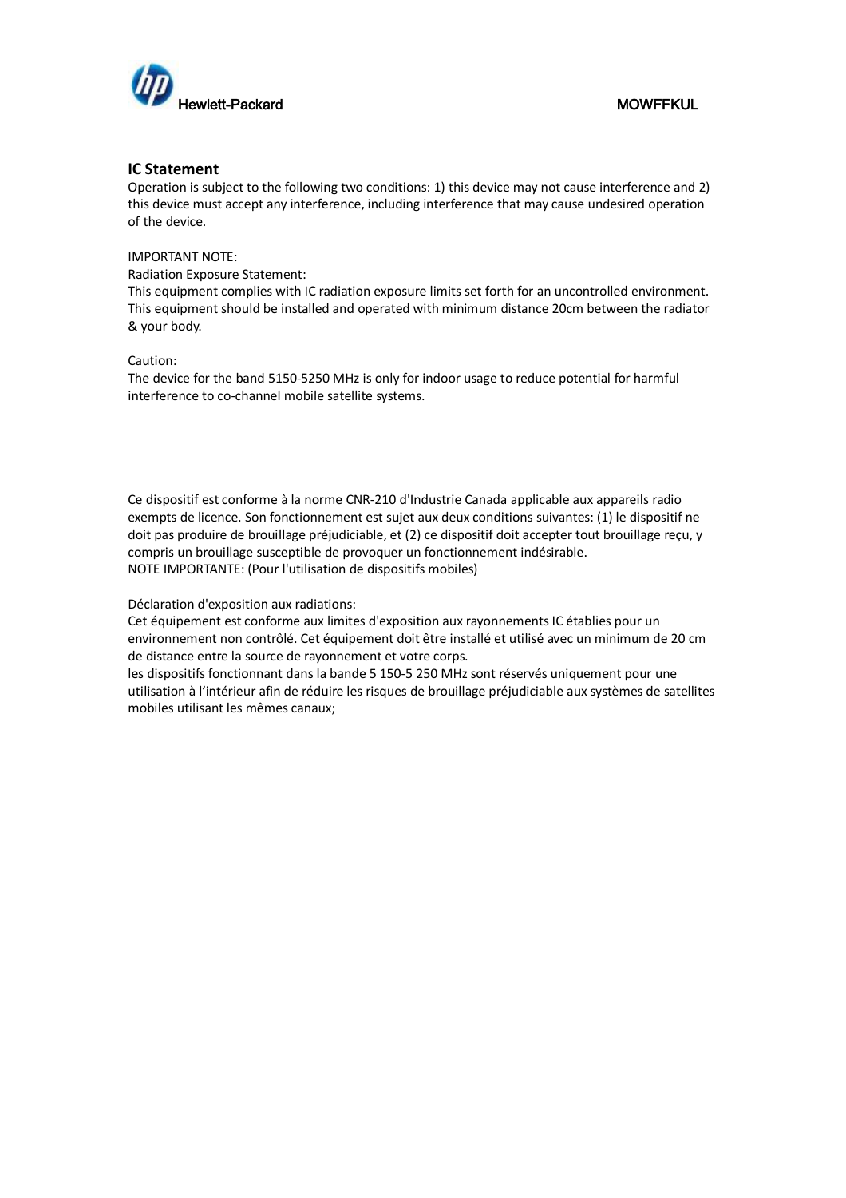## IC Statement

Operation is subject to the following two conditions: 1) this device may not cause interference and 2) this device must accept any interference, including interference that may cause undesired operation of the device.

IMPORTANT NOTE:
Radiation Exposure Statement:
This equipment complies with IC radiation exposure limits set forth for an uncontrolled environment. This equipment should be installed and operated with minimum distance 20cm between the radiator & your body.

Caution:
The device for the band 5150-5250 MHz is only for indoor usage to reduce potential for harmful interference to co-channel mobile satellite systems.

Ce dispositif est conforme à la norme CNR-210 d'Industrie Canada applicable aux appareils radio exempts de licence. Son fonctionnement est sujet aux deux conditions suivantes: (1) le dispositif ne doit pas produire de brouillage préjudiciable, et (2) ce dispositif doit accepter tout brouillage reçu, y compris un brouillage susceptible de provoquer un fonctionnement indésirable.
NOTE IMPORTANTE: (Pour l'utilisation de dispositifs mobiles)

Déclaration d'exposition aux radiations:
Cet équipement est conforme aux limites d'exposition aux rayonnements IC établies pour un environnement non contrôlé. Cet équipement doit être installé et utilisé avec un minimum de 20 cm de distance entre la source de rayonnement et votre corps.
les dispositifs fonctionnant dans la bande 5 150-5 250 MHz sont réservés uniquement pour une utilisation à l'intérieur afin de réduire les risques de brouillage préjudiciable aux systèmes de satellites mobiles utilisant les mêmes canaux;